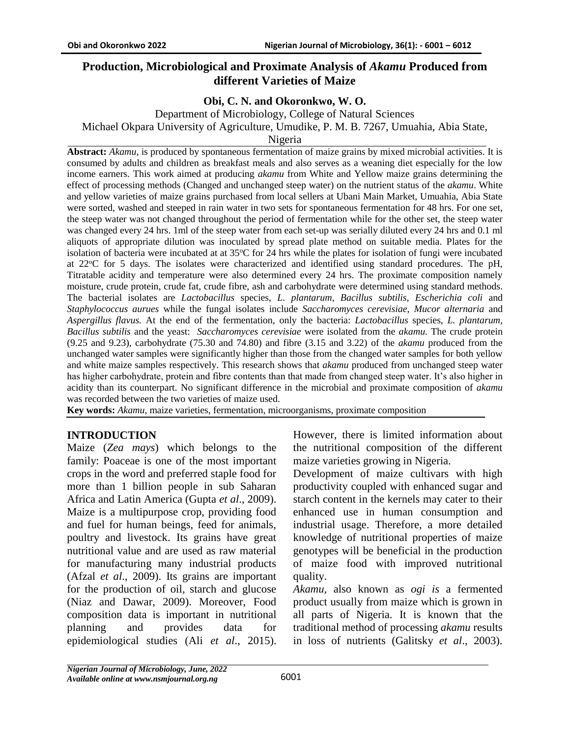# Production, Microbiological and Proximate Analysis of *Akamu* Produced from different Varieties of Maize

**Obi, C. N. and Okoronkwo, W. O.**

Department of Microbiology, College of Natural Sciences
Michael Okpara University of Agriculture, Umudike, P. M. B. 7267, Umuahia, Abia State, Nigeria

**Abstract:** *Akamu*, is produced by spontaneous fermentation of maize grains by mixed microbial activities. It is consumed by adults and children as breakfast meals and also serves as a weaning diet especially for the low income earners. This work aimed at producing *akamu* from White and Yellow maize grains determining the effect of processing methods (Changed and unchanged steep water) on the nutrient status of the *akamu*. White and yellow varieties of maize grains purchased from local sellers at Ubani Main Market, Umuahia, Abia State were sorted, washed and steeped in rain water in two sets for spontaneous fermentation for 48 hrs. For one set, the steep water was not changed throughout the period of fermentation while for the other set, the steep water was changed every 24 hrs. 1ml of the steep water from each set-up was serially diluted every 24 hrs and 0.1 ml aliquots of appropriate dilution was inoculated by spread plate method on suitable media. Plates for the isolation of bacteria were incubated at at 35°C for 24 hrs while the plates for isolation of fungi were incubated at 22°C for 5 days. The isolates were characterized and identified using standard procedures. The pH, Titratable acidity and temperature were also determined every 24 hrs. The proximate composition namely moisture, crude protein, crude fat, crude fibre, ash and carbohydrate were determined using standard methods. The bacterial isolates are *Lactobacillus* species, *L. plantarum*, *Bacillus subtilis*, *Escherichia coli* and *Staphylococcus aurues* while the fungal isolates include *Saccharomyces cerevisiae*, *Mucor alternaria* and *Aspergillus flavus.* At the end of the fermentation, only the bacteria: *Lactobacillus* species, *L. plantarum*, *Bacillus subtilis* and the yeast: *Saccharomyces cerevisiae* were isolated from the *akamu*. The crude protein (9.25 and 9.23), carbohydrate (75.30 and 74.80) and fibre (3.15 and 3.22) of the *akamu* produced from the unchanged water samples were significantly higher than those from the changed water samples for both yellow and white maize samples respectively. This research shows that *akamu* produced from unchanged steep water has higher carbohydrate, protein and fibre contents than that made from changed steep water. It's also higher in acidity than its counterpart. No significant difference in the microbial and proximate composition of *akamu* was recorded between the two varieties of maize used.

**Key words:** *Akamu*, maize varieties, fermentation, microorganisms, proximate composition

## INTRODUCTION

Maize (*Zea mays*) which belongs to the family: Poaceae is one of the most important crops in the word and preferred staple food for more than 1 billion people in sub Saharan Africa and Latin America (Gupta *et al*., 2009). Maize is a multipurpose crop, providing food and fuel for human beings, feed for animals, poultry and livestock. Its grains have great nutritional value and are used as raw material for manufacturing many industrial products (Afzal *et al*., 2009). Its grains are important for the production of oil, starch and glucose (Niaz and Dawar, 2009). Moreover, Food composition data is important in nutritional planning and provides data for epidemiological studies (Ali *et al*., 2015). However, there is limited information about the nutritional composition of the different maize varieties growing in Nigeria.

Development of maize cultivars with high productivity coupled with enhanced sugar and starch content in the kernels may cater to their enhanced use in human consumption and industrial usage. Therefore, a more detailed knowledge of nutritional properties of maize genotypes will be beneficial in the production of maize food with improved nutritional quality.

*Akamu*, also known as *ogi is* a fermented product usually from maize which is grown in all parts of Nigeria. It is known that the traditional method of processing *akamu* results in loss of nutrients (Galitsky *et al*., 2003).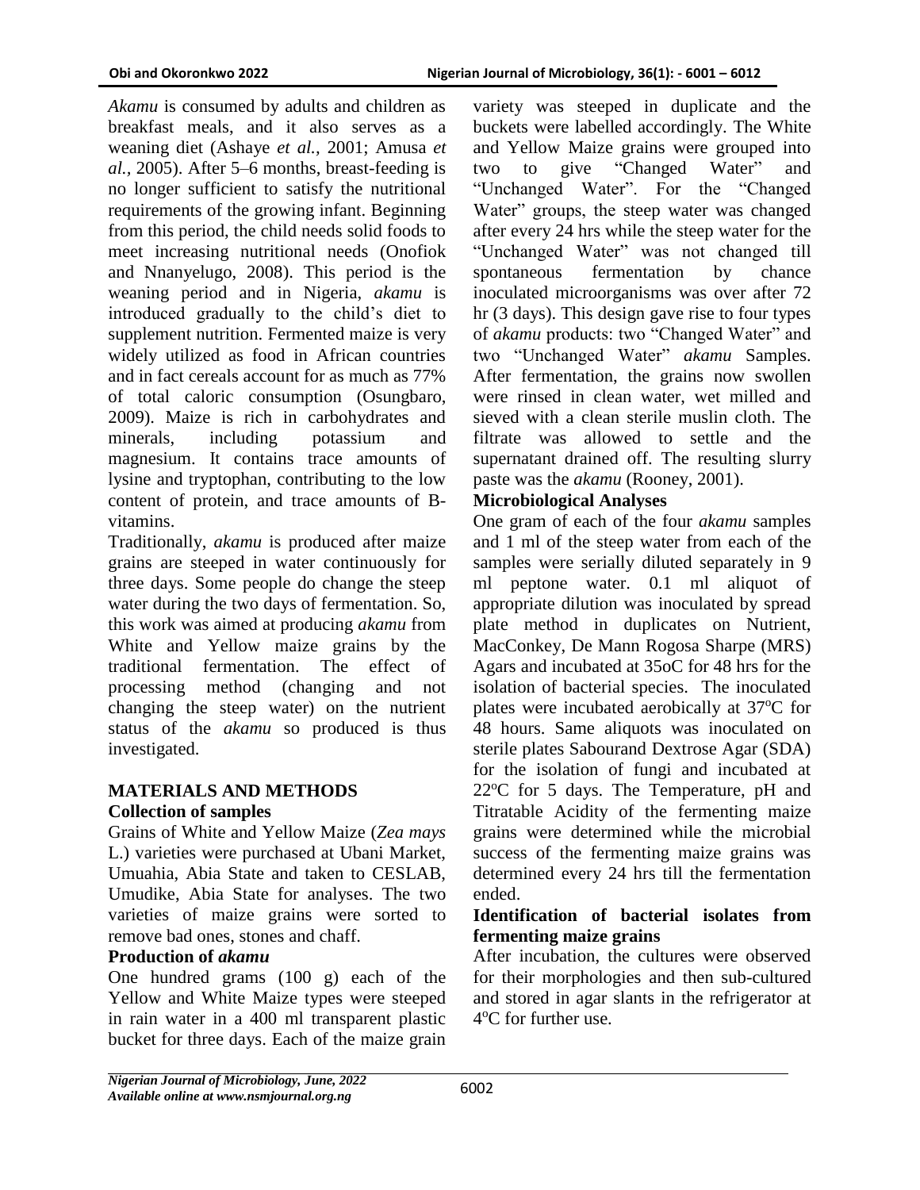*Akamu* is consumed by adults and children as breakfast meals, and it also serves as a weaning diet (Ashaye *et al.,* 2001; Amusa *et al.,* 2005). After 5–6 months, breast-feeding is no longer sufficient to satisfy the nutritional requirements of the growing infant. Beginning from this period, the child needs solid foods to meet increasing nutritional needs (Onofiok and Nnanyelugo, 2008). This period is the weaning period and in Nigeria, *akamu* is introduced gradually to the child's diet to supplement nutrition. Fermented maize is very widely utilized as food in African countries and in fact cereals account for as much as 77% of total caloric consumption (Osungbaro, 2009). Maize is rich in carbohydrates and minerals, including potassium and magnesium. It contains trace amounts of lysine and tryptophan, contributing to the low content of protein, and trace amounts of B-vitamins.

Traditionally, *akamu* is produced after maize grains are steeped in water continuously for three days. Some people do change the steep water during the two days of fermentation. So, this work was aimed at producing *akamu* from White and Yellow maize grains by the traditional fermentation. The effect of processing method (changing and not changing the steep water) on the nutrient status of the *akamu* so produced is thus investigated.

## MATERIALS AND METHODS

### Collection of samples

Grains of White and Yellow Maize (*Zea mays* L.) varieties were purchased at Ubani Market, Umuahia, Abia State and taken to CESLAB, Umudike, Abia State for analyses. The two varieties of maize grains were sorted to remove bad ones, stones and chaff.

### Production of *akamu*

One hundred grams (100 g) each of the Yellow and White Maize types were steeped in rain water in a 400 ml transparent plastic bucket for three days. Each of the maize grain variety was steeped in duplicate and the buckets were labelled accordingly. The White and Yellow Maize grains were grouped into two to give "Changed Water" and "Unchanged Water". For the "Changed Water" groups, the steep water was changed after every 24 hrs while the steep water for the "Unchanged Water" was not changed till spontaneous fermentation by chance inoculated microorganisms was over after 72 hr (3 days). This design gave rise to four types of *akamu* products: two "Changed Water" and two "Unchanged Water" *akamu* Samples. After fermentation, the grains now swollen were rinsed in clean water, wet milled and sieved with a clean sterile muslin cloth. The filtrate was allowed to settle and the supernatant drained off. The resulting slurry paste was the *akamu* (Rooney, 2001).

### Microbiological Analyses

One gram of each of the four *akamu* samples and 1 ml of the steep water from each of the samples were serially diluted separately in 9 ml peptone water. 0.1 ml aliquot of appropriate dilution was inoculated by spread plate method in duplicates on Nutrient, MacConkey, De Mann Rogosa Sharpe (MRS) Agars and incubated at 35oC for 48 hrs for the isolation of bacterial species. The inoculated plates were incubated aerobically at 37$^{o}$C for 48 hours. Same aliquots was inoculated on sterile plates Sabourand Dextrose Agar (SDA) for the isolation of fungi and incubated at 22$^{o}$C for 5 days. The Temperature, pH and Titratable Acidity of the fermenting maize grains were determined while the microbial success of the fermenting maize grains was determined every 24 hrs till the fermentation ended.

### Identification of bacterial isolates from fermenting maize grains

After incubation, the cultures were observed for their morphologies and then sub-cultured and stored in agar slants in the refrigerator at 4$^{o}$C for further use.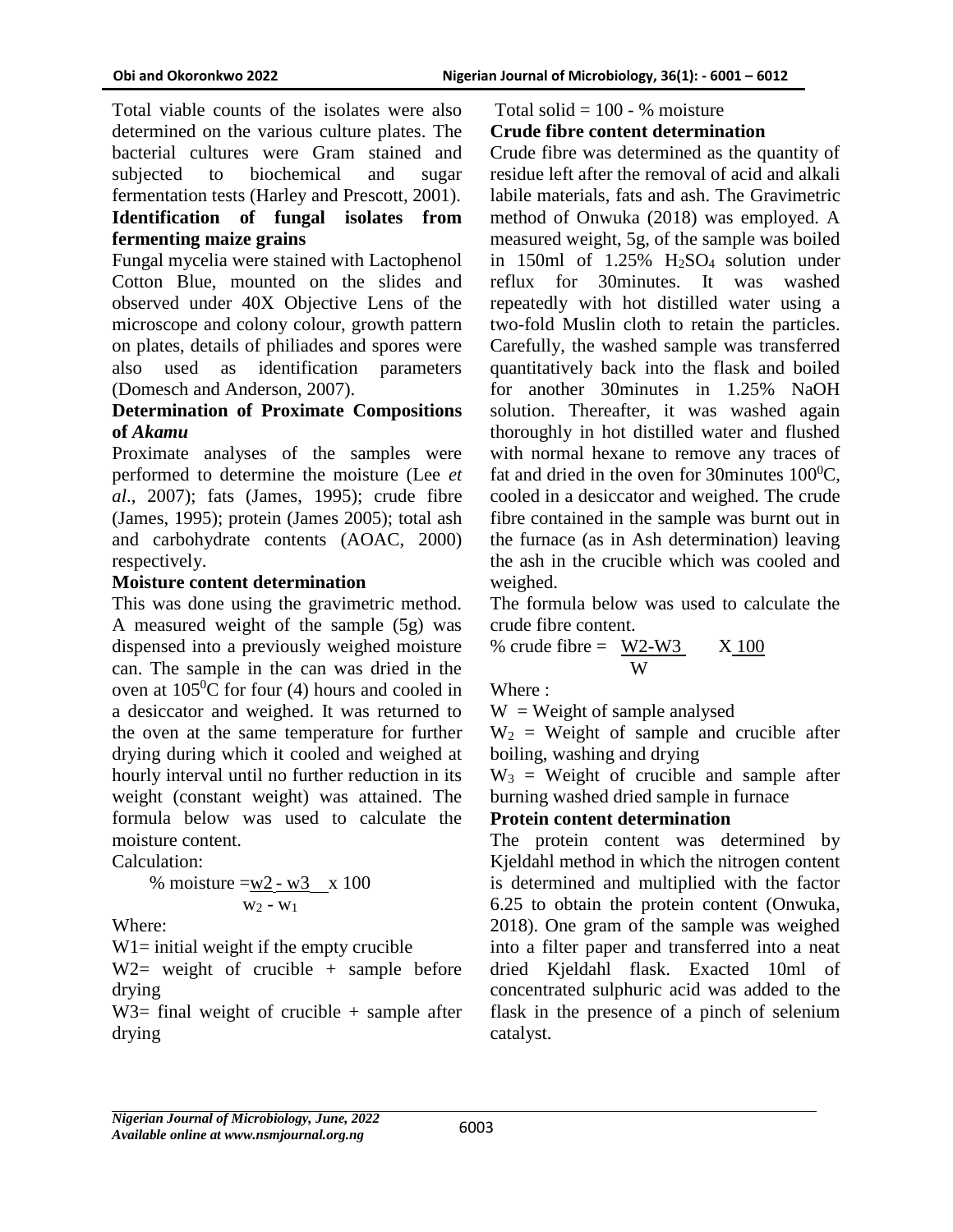Total viable counts of the isolates were also determined on the various culture plates. The bacterial cultures were Gram stained and subjected to biochemical and sugar fermentation tests (Harley and Prescott, 2001).

**Identification of fungal isolates from fermenting maize grains**

Fungal mycelia were stained with Lactophenol Cotton Blue, mounted on the slides and observed under 40X Objective Lens of the microscope and colony colour, growth pattern on plates, details of philiades and spores were also used as identification parameters (Domesch and Anderson, 2007).

**Determination of Proximate Compositions of *Akamu***

Proximate analyses of the samples were performed to determine the moisture (Lee *et al*., 2007); fats (James, 1995); crude fibre (James, 1995); protein (James 2005); total ash and carbohydrate contents (AOAC, 2000) respectively.

**Moisture content determination**

This was done using the gravimetric method. A measured weight of the sample (5g) was dispensed into a previously weighed moisture can. The sample in the can was dried in the oven at $105^0$C for four (4) hours and cooled in a desiccator and weighed. It was returned to the oven at the same temperature for further drying during which it cooled and weighed at hourly interval until no further reduction in its weight (constant weight) was attained. The formula below was used to calculate the moisture content.

Calculation:

$$\% \text{ moisture} = \frac{w2 - w3}{w_2 - w_1} \times 100$$

Where:

W1= initial weight if the empty crucible

W2= weight of crucible + sample before drying

W3= final weight of crucible + sample after drying

Total solid = 100 - % moisture

**Crude fibre content determination**

Crude fibre was determined as the quantity of residue left after the removal of acid and alkali labile materials, fats and ash. The Gravimetric method of Onwuka (2018) was employed. A measured weight, 5g, of the sample was boiled in 150ml of 1.25% $H_2SO_4$ solution under reflux for 30minutes. It was washed repeatedly with hot distilled water using a two-fold Muslin cloth to retain the particles. Carefully, the washed sample was transferred quantitatively back into the flask and boiled for another 30minutes in 1.25% NaOH solution. Thereafter, it was washed again thoroughly in hot distilled water and flushed with normal hexane to remove any traces of fat and dried in the oven for 30minutes $100^0$C, cooled in a desiccator and weighed. The crude fibre contained in the sample was burnt out in the furnace (as in Ash determination) leaving the ash in the crucible which was cooled and weighed.

The formula below was used to calculate the crude fibre content.

$$\% \text{ crude fibre} = \frac{W2-W3}{W} \times \frac{100}{}$$

Where :

W = Weight of sample analysed

$W_2$ = Weight of sample and crucible after boiling, washing and drying

$W_3$ = Weight of crucible and sample after burning washed dried sample in furnace

**Protein content determination**

The protein content was determined by Kjeldahl method in which the nitrogen content is determined and multiplied with the factor 6.25 to obtain the protein content (Onwuka, 2018). One gram of the sample was weighed into a filter paper and transferred into a neat dried Kjeldahl flask. Exacted 10ml of concentrated sulphuric acid was added to the flask in the presence of a pinch of selenium catalyst.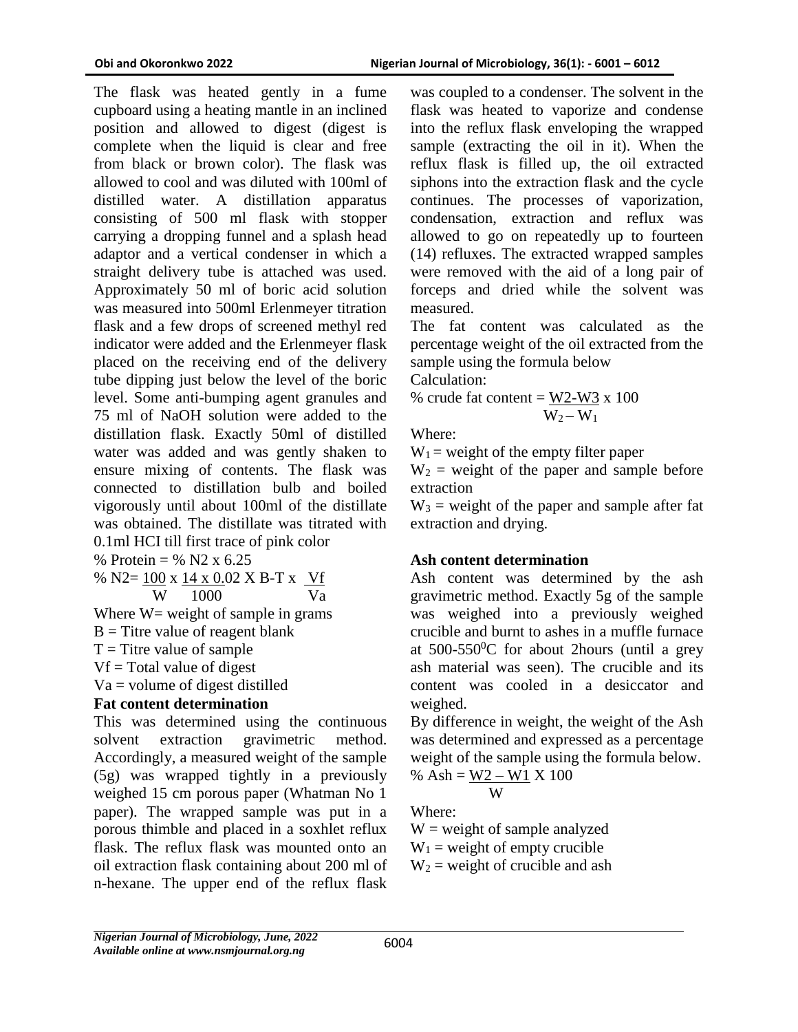The flask was heated gently in a fume cupboard using a heating mantle in an inclined position and allowed to digest (digest is complete when the liquid is clear and free from black or brown color). The flask was allowed to cool and was diluted with 100ml of distilled water. A distillation apparatus consisting of 500 ml flask with stopper carrying a dropping funnel and a splash head adaptor and a vertical condenser in which a straight delivery tube is attached was used. Approximately 50 ml of boric acid solution was measured into 500ml Erlenmeyer titration flask and a few drops of screened methyl red indicator were added and the Erlenmeyer flask placed on the receiving end of the delivery tube dipping just below the level of the boric level. Some anti-bumping agent granules and 75 ml of NaOH solution were added to the distillation flask. Exactly 50ml of distilled water was added and was gently shaken to ensure mixing of contents. The flask was connected to distillation bulb and boiled vigorously until about 100ml of the distillate was obtained. The distillate was titrated with 0.1ml HCI till first trace of pink color

$$\% \text{ Protein} = \% N2 \times 6.25$$

$$\% N2 = \frac{100}{W} \times \frac{14 \times 0.02}{1000} \times B\text{-}T \times \frac{Vf}{Va}$$

Where W= weight of sample in grams

B = Titre value of reagent blank

T = Titre value of sample

Vf = Total value of digest

Va = volume of digest distilled

**Fat content determination**

This was determined using the continuous solvent extraction gravimetric method. Accordingly, a measured weight of the sample (5g) was wrapped tightly in a previously weighed 15 cm porous paper (Whatman No 1 paper). The wrapped sample was put in a porous thimble and placed in a soxhlet reflux flask. The reflux flask was mounted onto an oil extraction flask containing about 200 ml of n-hexane. The upper end of the reflux flask was coupled to a condenser. The solvent in the flask was heated to vaporize and condense into the reflux flask enveloping the wrapped sample (extracting the oil in it). When the reflux flask is filled up, the oil extracted siphons into the extraction flask and the cycle continues. The processes of vaporization, condensation, extraction and reflux was allowed to go on repeatedly up to fourteen (14) refluxes. The extracted wrapped samples were removed with the aid of a long pair of forceps and dried while the solvent was measured.

The fat content was calculated as the percentage weight of the oil extracted from the sample using the formula below

Calculation:

$$\% \text{ crude fat content} = \frac{W2 - W3}{W_2 - W_1} \times 100$$

Where:

$W_1$ = weight of the empty filter paper

$W_2$ = weight of the paper and sample before extraction

$W_3$ = weight of the paper and sample after fat extraction and drying.

**Ash content determination**

Ash content was determined by the ash gravimetric method. Exactly 5g of the sample was weighed into a previously weighed crucible and burnt to ashes in a muffle furnace at 500-550$^0$C for about 2hours (until a grey ash material was seen). The crucible and its content was cooled in a desiccator and weighed.

By difference in weight, the weight of the Ash was determined and expressed as a percentage weight of the sample using the formula below.

$$\% \text{ Ash} = \frac{W2 - W1}{W} \times 100$$

Where:

W = weight of sample analyzed

$W_1$ = weight of empty crucible

$W_2$ = weight of crucible and ash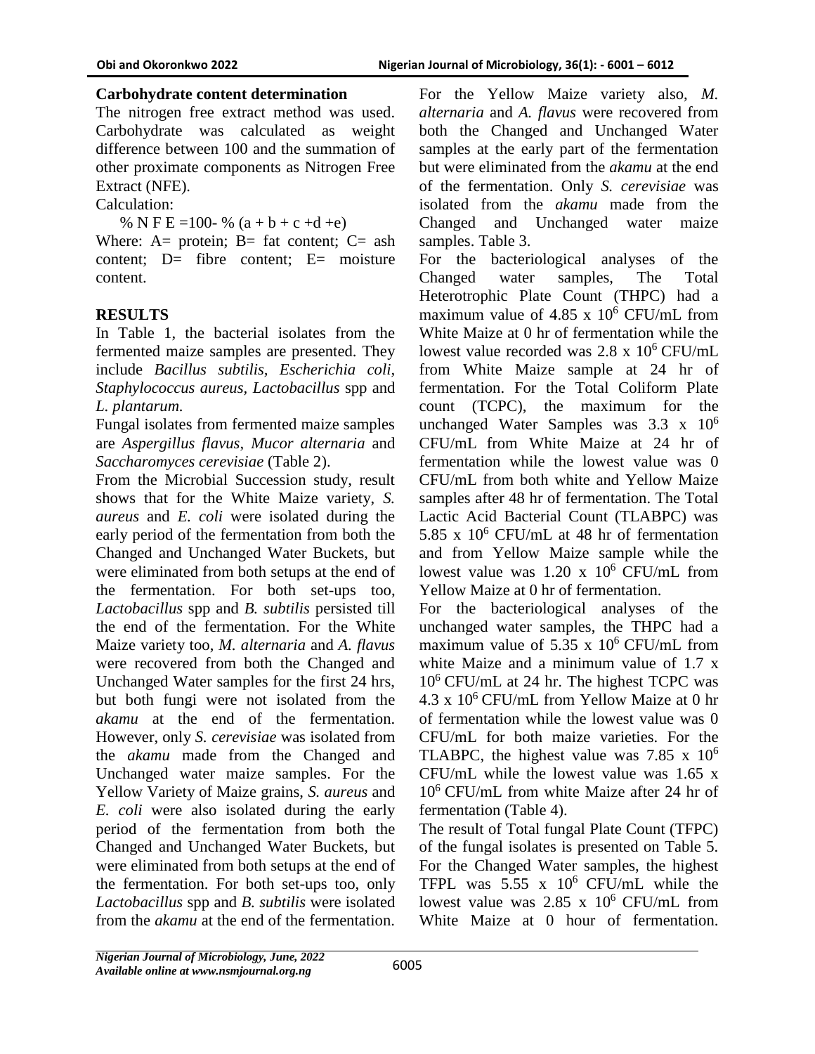**Carbohydrate content determination**

The nitrogen free extract method was used. Carbohydrate was calculated as weight difference between 100 and the summation of other proximate components as Nitrogen Free Extract (NFE).

Calculation:

$$\% \text{ N F E} = 100 - \% (a + b + c + d + e)$$

Where: A= protein; B= fat content; C= ash content; D= fibre content; E= moisture content.

## RESULTS

In Table 1, the bacterial isolates from the fermented maize samples are presented. They include *Bacillus subtilis*, *Escherichia coli*, *Staphylococcus aureus*, *Lactobacillus* spp and *L. plantarum.*

Fungal isolates from fermented maize samples are *Aspergillus flavus*, *Mucor alternaria* and *Saccharomyces cerevisiae* (Table 2).

From the Microbial Succession study, result shows that for the White Maize variety, *S. aureus* and *E. coli* were isolated during the early period of the fermentation from both the Changed and Unchanged Water Buckets, but were eliminated from both setups at the end of the fermentation. For both set-ups too, *Lactobacillus* spp and *B. subtilis* persisted till the end of the fermentation. For the White Maize variety too, *M. alternaria* and *A. flavus* were recovered from both the Changed and Unchanged Water samples for the first 24 hrs, but both fungi were not isolated from the *akamu* at the end of the fermentation. However, only *S. cerevisiae* was isolated from the *akamu* made from the Changed and Unchanged water maize samples. For the Yellow Variety of Maize grains, *S. aureus* and *E. coli* were also isolated during the early period of the fermentation from both the Changed and Unchanged Water Buckets, but were eliminated from both setups at the end of the fermentation. For both set-ups too, only *Lactobacillus* spp and *B. subtilis* were isolated from the *akamu* at the end of the fermentation. For the Yellow Maize variety also, *M. alternaria* and *A. flavus* were recovered from both the Changed and Unchanged Water samples at the early part of the fermentation but were eliminated from the *akamu* at the end of the fermentation. Only *S. cerevisiae* was isolated from the *akamu* made from the Changed and Unchanged water maize samples. Table 3.

For the bacteriological analyses of the Changed water samples, The Total Heterotrophic Plate Count (THPC) had a maximum value of 4.85 x $10^6$ CFU/mL from White Maize at 0 hr of fermentation while the lowest value recorded was 2.8 x $10^6$ CFU/mL from White Maize sample at 24 hr of fermentation. For the Total Coliform Plate count (TCPC), the maximum for the unchanged Water Samples was 3.3 x $10^6$ CFU/mL from White Maize at 24 hr of fermentation while the lowest value was 0 CFU/mL from both white and Yellow Maize samples after 48 hr of fermentation. The Total Lactic Acid Bacterial Count (TLABPC) was 5.85 x $10^6$ CFU/mL at 48 hr of fermentation and from Yellow Maize sample while the lowest value was 1.20 x $10^6$ CFU/mL from Yellow Maize at 0 hr of fermentation.

For the bacteriological analyses of the unchanged water samples, the THPC had a maximum value of 5.35 x $10^6$ CFU/mL from white Maize and a minimum value of 1.7 x $10^6$ CFU/mL at 24 hr. The highest TCPC was 4.3 x $10^6$ CFU/mL from Yellow Maize at 0 hr of fermentation while the lowest value was 0 CFU/mL for both maize varieties. For the TLABPC, the highest value was 7.85 x $10^6$ CFU/mL while the lowest value was 1.65 x $10^6$ CFU/mL from white Maize after 24 hr of fermentation (Table 4).

The result of Total fungal Plate Count (TFPC) of the fungal isolates is presented on Table 5. For the Changed Water samples, the highest TFPL was 5.55 x $10^6$ CFU/mL while the lowest value was 2.85 x $10^6$ CFU/mL from White Maize at 0 hour of fermentation.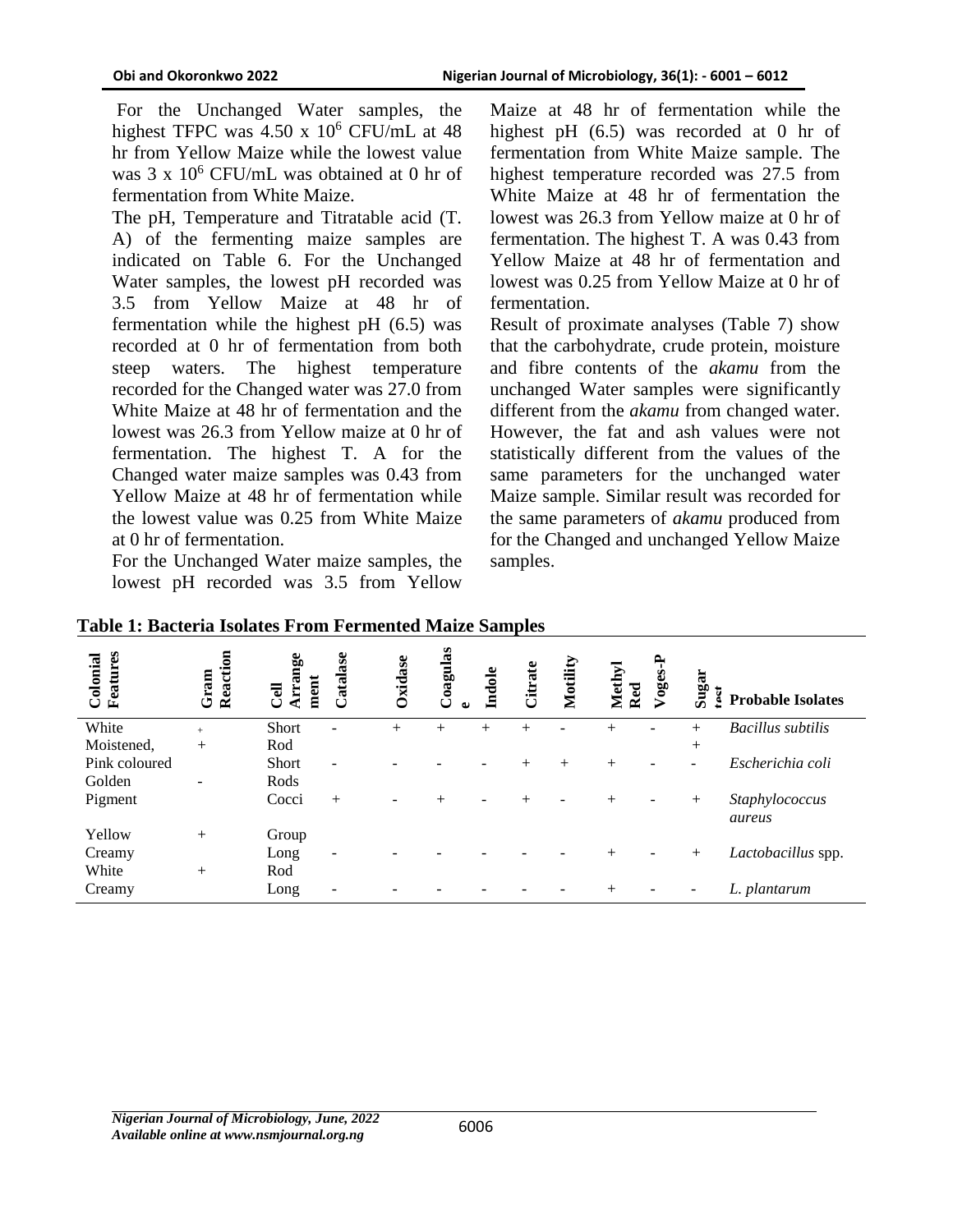For the Unchanged Water samples, the highest TFPC was 4.50 x $10^6$ CFU/mL at 48 hr from Yellow Maize while the lowest value was 3 x $10^6$ CFU/mL was obtained at 0 hr of fermentation from White Maize.

The pH, Temperature and Titratable acid (T. A) of the fermenting maize samples are indicated on Table 6. For the Unchanged Water samples, the lowest pH recorded was 3.5 from Yellow Maize at 48 hr of fermentation while the highest pH (6.5) was recorded at 0 hr of fermentation from both steep waters. The highest temperature recorded for the Changed water was 27.0 from White Maize at 48 hr of fermentation and the lowest was 26.3 from Yellow maize at 0 hr of fermentation. The highest T. A for the Changed water maize samples was 0.43 from Yellow Maize at 48 hr of fermentation while the lowest value was 0.25 from White Maize at 0 hr of fermentation.

For the Unchanged Water maize samples, the lowest pH recorded was 3.5 from Yellow Maize at 48 hr of fermentation while the highest pH (6.5) was recorded at 0 hr of fermentation from White Maize sample. The highest temperature recorded was 27.5 from White Maize at 48 hr of fermentation the lowest was 26.3 from Yellow maize at 0 hr of fermentation. The highest T. A was 0.43 from Yellow Maize at 48 hr of fermentation and lowest was 0.25 from Yellow Maize at 0 hr of fermentation.

Result of proximate analyses (Table 7) show that the carbohydrate, crude protein, moisture and fibre contents of the *akamu* from the unchanged Water samples were significantly different from the *akamu* from changed water. However, the fat and ash values were not statistically different from the values of the same parameters for the unchanged water Maize sample. Similar result was recorded for the same parameters of *akamu* produced from for the Changed and unchanged Yellow Maize samples.

**Table 1: Bacteria Isolates From Fermented Maize Samples**

| Colonial Features | Gram Reaction | Cell Arrangement | Catalase | Oxidase | Coagulase | Indole | Citrate | Motility | Methyl Red | Voges-P | Sugar test | Probable Isolates |
|---|---|---|---|---|---|---|---|---|---|---|---|---|
| White | + | Short | - | + | + | + | + | - | + | - | + | *Bacillus subtilis* |
| Moistened, | + | Rod | | | | | | | | | + | |
| Pink coloured | | Short | - | - | - | - | + | + | + | - | - | *Escherichia coli* |
| Golden | - | Rods | | | | | | | | | | |
| Pigment | | Cocci | + | - | + | - | + | - | + | - | + | *Staphylococcus aureus* |
| Yellow | + | Group | | | | | | | | | | |
| Creamy | | Long | - | - | - | - | - | - | + | - | + | *Lactobacillus* spp. |
| White | + | Rod | | | | | | | | | | |
| Creamy | | Long | - | - | - | - | - | - | + | - | - | *L. plantarum* |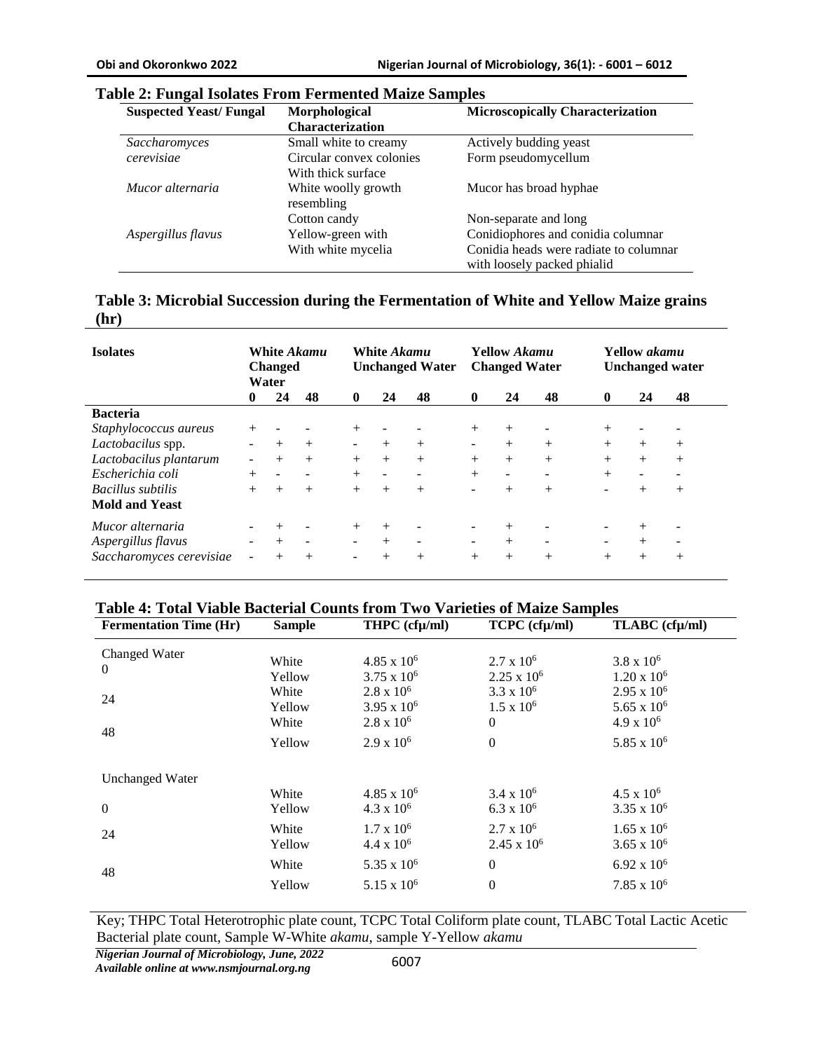**Table 2: Fungal Isolates From Fermented Maize Samples**

| Suspected Yeast/ Fungal | Morphological Characterization | Microscopically Characterization |
|---|---|---|
| *Saccharomyces cerevisiae* | Small white to creamy Circular convex colonies With thick surface | Actively budding yeast Form pseudomycellum |
| *Mucor alternaria* | White woolly growth resembling Cotton candy | Mucor has broad hyphae Non-separate and long |
| *Aspergillus flavus* | Yellow-green with With white mycelia | Conidiophores and conidia columnar Conidia heads were radiate to columnar with loosely packed phialid |

**Table 3: Microbial Succession during the Fermentation of White and Yellow Maize grains (hr)**

| Isolates | White *Akamu* Changed Water | | | White *Akamu* Unchanged Water | | | Yellow *Akamu* Changed Water | | | Yellow *akamu* Unchanged water | | |
|---|---|---|---|---|---|---|---|---|---|---|---|---|
| | 0 | 24 | 48 | 0 | 24 | 48 | 0 | 24 | 48 | 0 | 24 | 48 |
| **Bacteria** | | | | | | | | | | | | |
| *Staphylococcus aureus* | + | - | - | + | - | - | + | + | - | + | - | - |
| *Lactobacilus* spp. | - | + | + | - | + | + | - | + | + | + | + | + |
| *Lactobacilus plantarum* | - | + | + | + | + | + | + | + | + | + | + | + |
| *Escherichia coli* | + | - | - | + | - | - | + | - | - | + | - | - |
| *Bacillus subtilis* | + | + | + | + | + | + | - | + | + | - | + | + |
| **Mold and Yeast** | | | | | | | | | | | | |
| *Mucor alternaria* | - | + | - | + | + | - | - | + | - | - | + | - |
| *Aspergillus flavus* | - | + | - | - | + | - | - | + | - | - | + | - |
| *Saccharomyces cerevisiae* | - | + | + | - | + | + | + | + | + | + | + | + |

**Table 4: Total Viable Bacterial Counts from Two Varieties of Maize Samples**

| Fermentation Time (Hr) | Sample | THPC (cfµ/ml) | TCPC (cfµ/ml) | TLABC (cfµ/ml) |
|---|---|---|---|---|
| Changed Water | | | | |
| 0 | White | $4.85 \times 10^6$ | $2.7 \times 10^6$ | $3.8 \times 10^6$ |
| | Yellow | $3.75 \times 10^6$ | $2.25 \times 10^6$ | $1.20 \times 10^6$ |
| 24 | White | $2.8 \times 10^6$ | $3.3 \times 10^6$ | $2.95 \times 10^6$ |
| | Yellow | $3.95 \times 10^6$ | $1.5 \times 10^6$ | $5.65 \times 10^6$ |
| 48 | White | $2.8 \times 10^6$ | 0 | $4.9 \times 10^6$ |
| | Yellow | $2.9 \times 10^6$ | 0 | $5.85 \times 10^6$ |
| Unchanged Water | | | | |
| 0 | White | $4.85 \times 10^6$ | $3.4 \times 10^6$ | $4.5 \times 10^6$ |
| | Yellow | $4.3 \times 10^6$ | $6.3 \times 10^6$ | $3.35 \times 10^6$ |
| 24 | White | $1.7 \times 10^6$ | $2.7 \times 10^6$ | $1.65 \times 10^6$ |
| | Yellow | $4.4 \times 10^6$ | $2.45 \times 10^6$ | $3.65 \times 10^6$ |
| 48 | White | $5.35 \times 10^6$ | 0 | $6.92 \times 10^6$ |
| | Yellow | $5.15 \times 10^6$ | 0 | $7.85 \times 10^6$ |

Key; THPC Total Heterotrophic plate count, TCPC Total Coliform plate count, TLABC Total Lactic Acetic Bacterial plate count, Sample W-White *akamu*, sample Y-Yellow *akamu*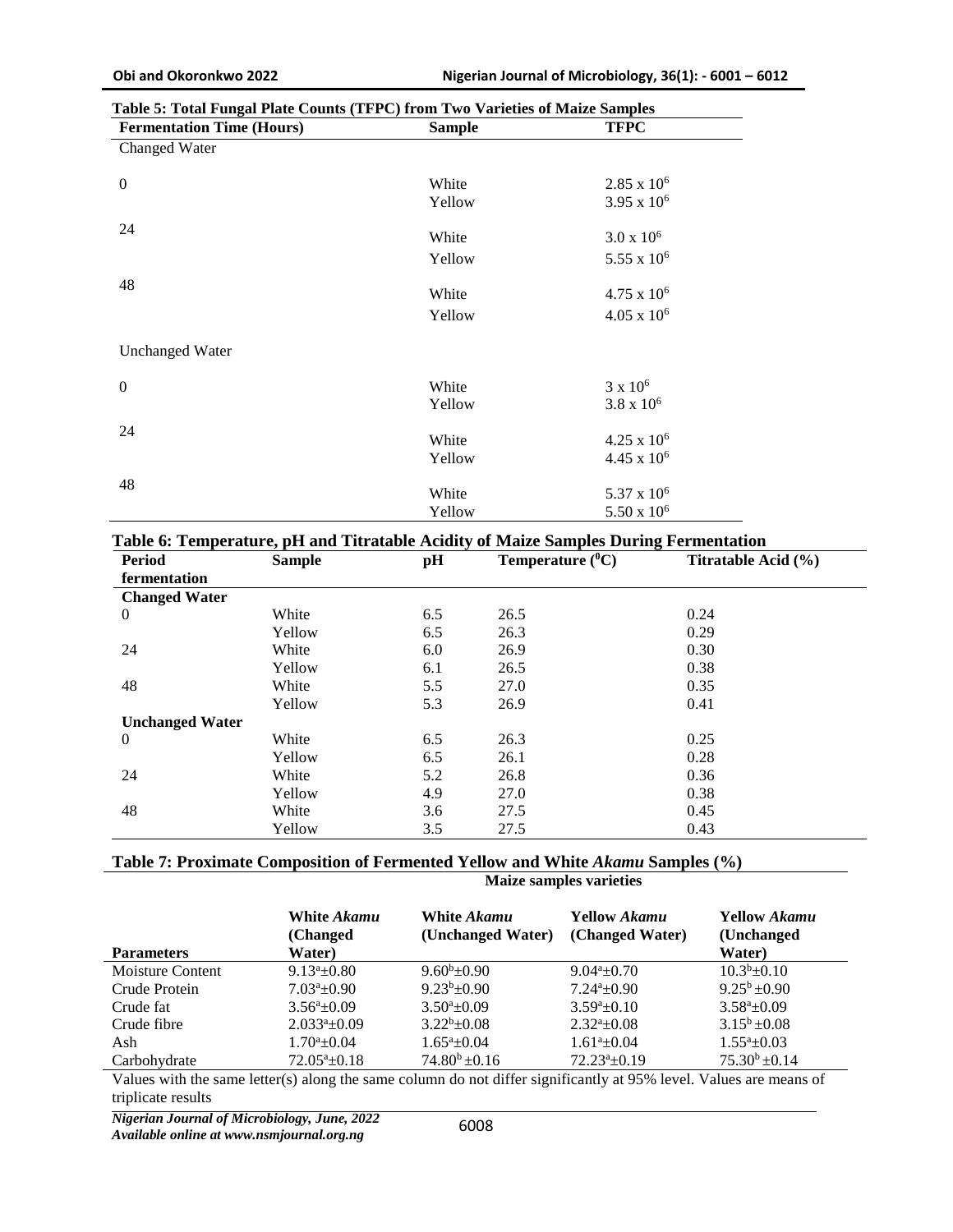**Table 5: Total Fungal Plate Counts (TFPC) from Two Varieties of Maize Samples**

| Fermentation Time (Hours) | Sample | TFPC |
|---|---|---|
| Changed Water | | |
| 0 | White | $2.85 \times 10^6$ |
| | Yellow | $3.95 \times 10^6$ |
| 24 | White | $3.0 \times 10^6$ |
| | Yellow | $5.55 \times 10^6$ |
| 48 | White | $4.75 \times 10^6$ |
| | Yellow | $4.05 \times 10^6$ |
| Unchanged Water | | |
| 0 | White | $3 \times 10^6$ |
| | Yellow | $3.8 \times 10^6$ |
| 24 | White | $4.25 \times 10^6$ |
| | Yellow | $4.45 \times 10^6$ |
| 48 | White | $5.37 \times 10^6$ |
| | Yellow | $5.50 \times 10^6$ |

**Table 6: Temperature, pH and Titratable Acidity of Maize Samples During Fermentation**

| Period fermentation | Sample | pH | Temperature ($^0$C) | Titratable Acid (%) |
|---|---|---|---|---|
| **Changed Water** | | | | |
| 0 | White | 6.5 | 26.5 | 0.24 |
| | Yellow | 6.5 | 26.3 | 0.29 |
| 24 | White | 6.0 | 26.9 | 0.30 |
| | Yellow | 6.1 | 26.5 | 0.38 |
| 48 | White | 5.5 | 27.0 | 0.35 |
| | Yellow | 5.3 | 26.9 | 0.41 |
| **Unchanged Water** | | | | |
| 0 | White | 6.5 | 26.3 | 0.25 |
| | Yellow | 6.5 | 26.1 | 0.28 |
| 24 | White | 5.2 | 26.8 | 0.36 |
| | Yellow | 4.9 | 27.0 | 0.38 |
| 48 | White | 3.6 | 27.5 | 0.45 |
| | Yellow | 3.5 | 27.5 | 0.43 |

**Table 7: Proximate Composition of Fermented Yellow and White *Akamu* Samples (%)**

| | Maize samples varieties | | | |
|---|---|---|---|---|
| **Parameters** | **White *Akamu* (Changed Water)** | **White *Akamu* (Unchanged Water)** | **Yellow *Akamu* (Changed Water)** | **Yellow *Akamu* (Unchanged Water)** |
| Moisture Content | $9.13^a \pm 0.80$ | $9.60^b \pm 0.90$ | $9.04^a \pm 0.70$ | $10.3^b \pm 0.10$ |
| Crude Protein | $7.03^a \pm 0.90$ | $9.23^b \pm 0.90$ | $7.24^a \pm 0.90$ | $9.25^b \pm 0.90$ |
| Crude fat | $3.56^a \pm 0.09$ | $3.50^a \pm 0.09$ | $3.59^a \pm 0.10$ | $3.58^a \pm 0.09$ |
| Crude fibre | $2.033^a \pm 0.09$ | $3.22^b \pm 0.08$ | $2.32^a \pm 0.08$ | $3.15^b \pm 0.08$ |
| Ash | $1.70^a \pm 0.04$ | $1.65^a \pm 0.04$ | $1.61^a \pm 0.04$ | $1.55^a \pm 0.03$ |
| Carbohydrate | $72.05^a \pm 0.18$ | $74.80^b \pm 0.16$ | $72.23^a \pm 0.19$ | $75.30^b \pm 0.14$ |

Values with the same letter(s) along the same column do not differ significantly at 95% level. Values are means of triplicate results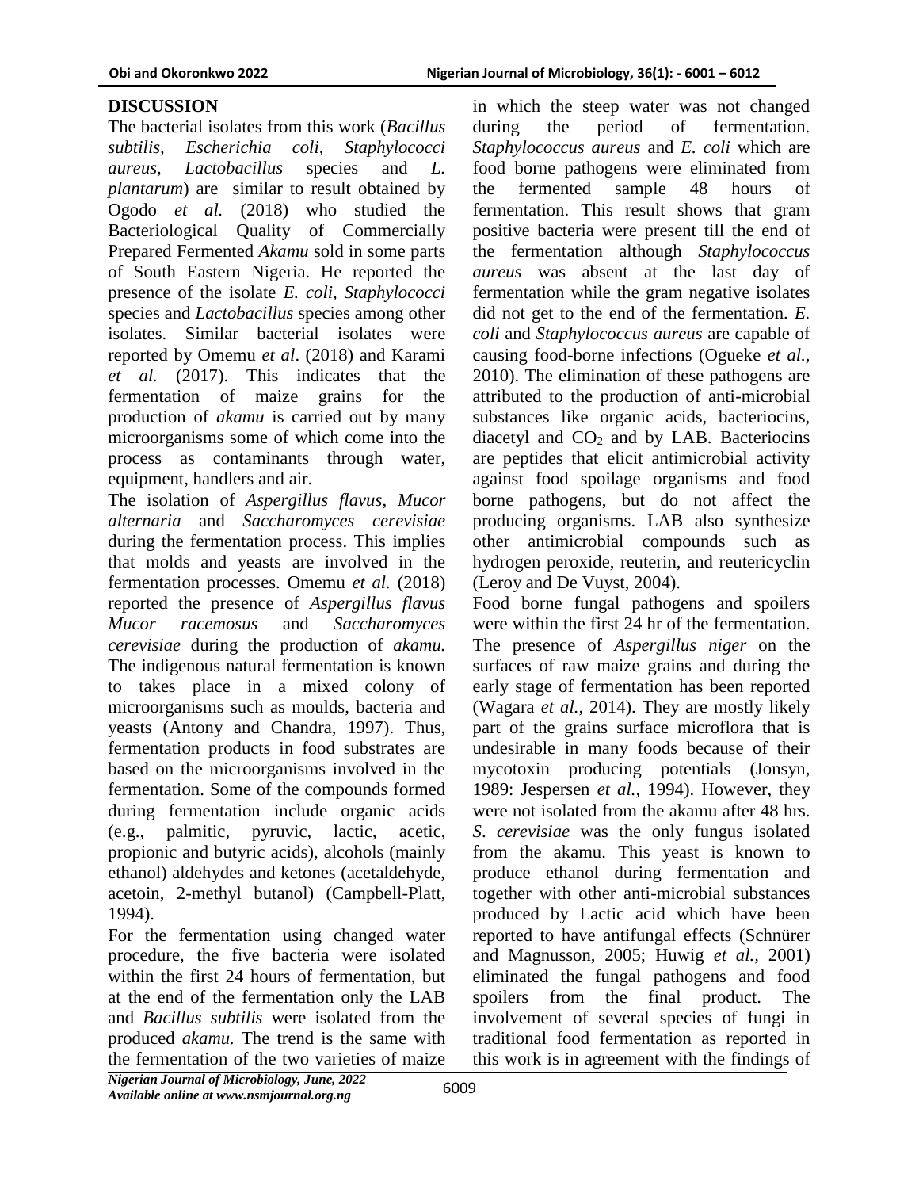## DISCUSSION

The bacterial isolates from this work (*Bacillus subtilis, Escherichia coli, Staphylococci aureus, Lactobacillus* species and *L. plantarum*) are similar to result obtained by Ogodo *et al.* (2018) who studied the Bacteriological Quality of Commercially Prepared Fermented *Akamu* sold in some parts of South Eastern Nigeria. He reported the presence of the isolate *E. coli, Staphylococci* species and *Lactobacillus* species among other isolates. Similar bacterial isolates were reported by Omemu *et al*. (2018) and Karami *et al.* (2017). This indicates that the fermentation of maize grains for the production of *akamu* is carried out by many microorganisms some of which come into the process as contaminants through water, equipment, handlers and air.

The isolation of *Aspergillus flavus*, *Mucor alternaria* and *Saccharomyces cerevisiae* during the fermentation process. This implies that molds and yeasts are involved in the fermentation processes. Omemu *et al.* (2018) reported the presence of *Aspergillus flavus Mucor racemosus* and *Saccharomyces cerevisiae* during the production of *akamu.* The indigenous natural fermentation is known to takes place in a mixed colony of microorganisms such as moulds, bacteria and yeasts (Antony and Chandra, 1997). Thus, fermentation products in food substrates are based on the microorganisms involved in the fermentation. Some of the compounds formed during fermentation include organic acids (e.g., palmitic, pyruvic, lactic, acetic, propionic and butyric acids), alcohols (mainly ethanol) aldehydes and ketones (acetaldehyde, acetoin, 2-methyl butanol) (Campbell-Platt, 1994).

For the fermentation using changed water procedure, the five bacteria were isolated within the first 24 hours of fermentation, but at the end of the fermentation only the LAB and *Bacillus subtilis* were isolated from the produced *akamu.* The trend is the same with the fermentation of the two varieties of maize in which the steep water was not changed during the period of fermentation. *Staphylococcus aureus* and *E. coli* which are food borne pathogens were eliminated from the fermented sample 48 hours of fermentation. This result shows that gram positive bacteria were present till the end of the fermentation although *Staphylococcus aureus* was absent at the last day of fermentation while the gram negative isolates did not get to the end of the fermentation. *E. coli* and *Staphylococcus aureus* are capable of causing food-borne infections (Ogueke *et al.,* 2010). The elimination of these pathogens are attributed to the production of anti-microbial substances like organic acids, bacteriocins, diacetyl and $CO_2$ and by LAB. Bacteriocins are peptides that elicit antimicrobial activity against food spoilage organisms and food borne pathogens, but do not affect the producing organisms. LAB also synthesize other antimicrobial compounds such as hydrogen peroxide, reuterin, and reutericyclin (Leroy and De Vuyst, 2004).

Food borne fungal pathogens and spoilers were within the first 24 hr of the fermentation. The presence of *Aspergillus niger* on the surfaces of raw maize grains and during the early stage of fermentation has been reported (Wagara *et al.,* 2014). They are mostly likely part of the grains surface microflora that is undesirable in many foods because of their mycotoxin producing potentials (Jonsyn, 1989: Jespersen *et al.,* 1994). However, they were not isolated from the akamu after 48 hrs. *S. cerevisiae* was the only fungus isolated from the akamu. This yeast is known to produce ethanol during fermentation and together with other anti-microbial substances produced by Lactic acid which have been reported to have antifungal effects (Schnürer and Magnusson, 2005; Huwig *et al.,* 2001) eliminated the fungal pathogens and food spoilers from the final product. The involvement of several species of fungi in traditional food fermentation as reported in this work is in agreement with the findings of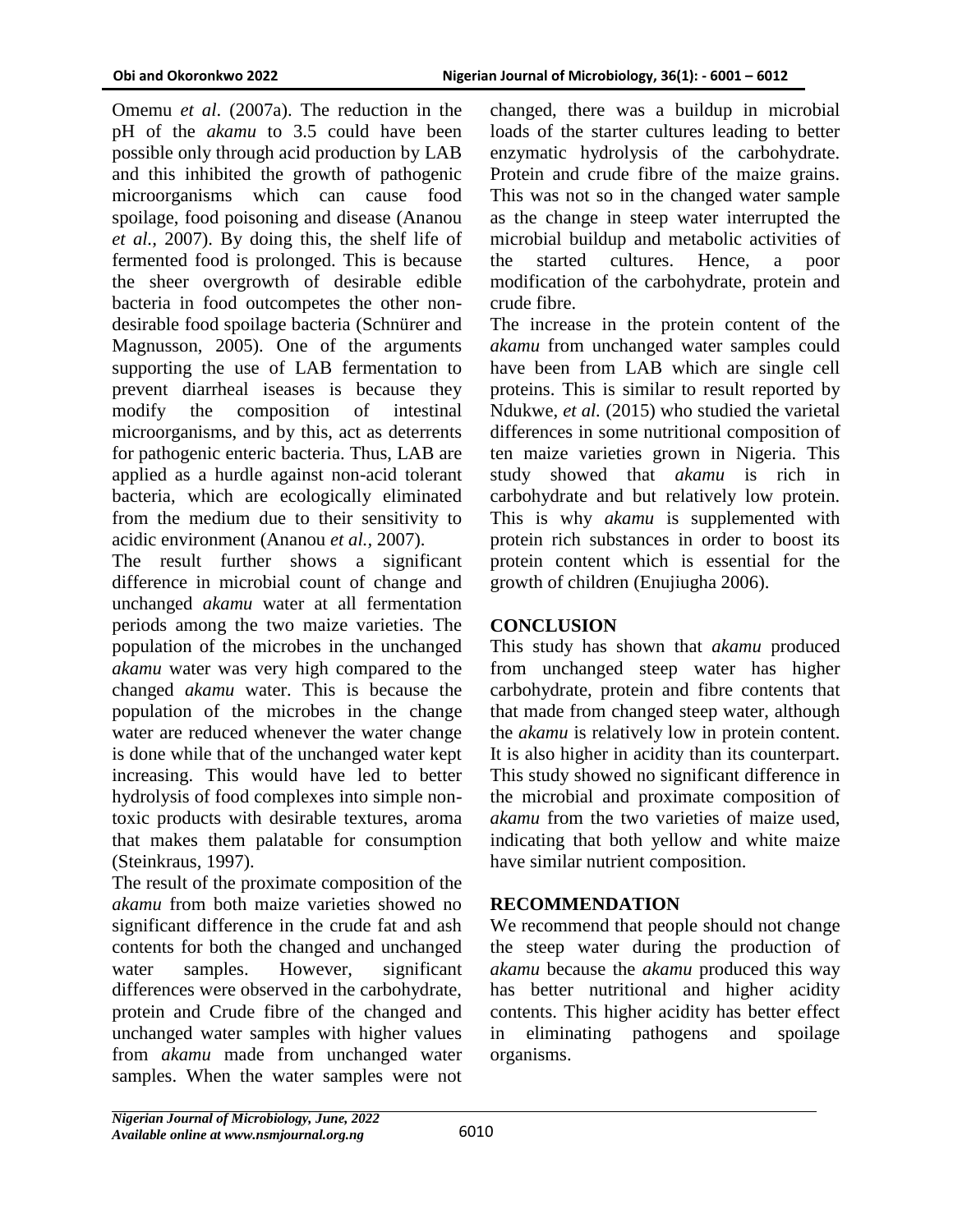Omemu *et al*. (2007a). The reduction in the pH of the *akamu* to 3.5 could have been possible only through acid production by LAB and this inhibited the growth of pathogenic microorganisms which can cause food spoilage, food poisoning and disease (Ananou *et al.,* 2007). By doing this, the shelf life of fermented food is prolonged. This is because the sheer overgrowth of desirable edible bacteria in food outcompetes the other non-desirable food spoilage bacteria (Schnürer and Magnusson, 2005). One of the arguments supporting the use of LAB fermentation to prevent diarrheal iseases is because they modify the composition of intestinal microorganisms, and by this, act as deterrents for pathogenic enteric bacteria. Thus, LAB are applied as a hurdle against non-acid tolerant bacteria, which are ecologically eliminated from the medium due to their sensitivity to acidic environment (Ananou *et al.,* 2007).

The result further shows a significant difference in microbial count of change and unchanged *akamu* water at all fermentation periods among the two maize varieties. The population of the microbes in the unchanged *akamu* water was very high compared to the changed *akamu* water. This is because the population of the microbes in the change water are reduced whenever the water change is done while that of the unchanged water kept increasing. This would have led to better hydrolysis of food complexes into simple non-toxic products with desirable textures, aroma that makes them palatable for consumption (Steinkraus, 1997).

The result of the proximate composition of the *akamu* from both maize varieties showed no significant difference in the crude fat and ash contents for both the changed and unchanged water samples. However, significant differences were observed in the carbohydrate, protein and Crude fibre of the changed and unchanged water samples with higher values from *akamu* made from unchanged water samples. When the water samples were not changed, there was a buildup in microbial loads of the starter cultures leading to better enzymatic hydrolysis of the carbohydrate. Protein and crude fibre of the maize grains. This was not so in the changed water sample as the change in steep water interrupted the microbial buildup and metabolic activities of the started cultures. Hence, a poor modification of the carbohydrate, protein and crude fibre.

The increase in the protein content of the *akamu* from unchanged water samples could have been from LAB which are single cell proteins. This is similar to result reported by Ndukwe, *et al.* (2015) who studied the varietal differences in some nutritional composition of ten maize varieties grown in Nigeria. This study showed that *akamu* is rich in carbohydrate and but relatively low protein. This is why *akamu* is supplemented with protein rich substances in order to boost its protein content which is essential for the growth of children (Enujiugha 2006).

## CONCLUSION

This study has shown that *akamu* produced from unchanged steep water has higher carbohydrate, protein and fibre contents that that made from changed steep water, although the *akamu* is relatively low in protein content. It is also higher in acidity than its counterpart. This study showed no significant difference in the microbial and proximate composition of *akamu* from the two varieties of maize used, indicating that both yellow and white maize have similar nutrient composition.

## RECOMMENDATION

We recommend that people should not change the steep water during the production of *akamu* because the *akamu* produced this way has better nutritional and higher acidity contents. This higher acidity has better effect in eliminating pathogens and spoilage organisms.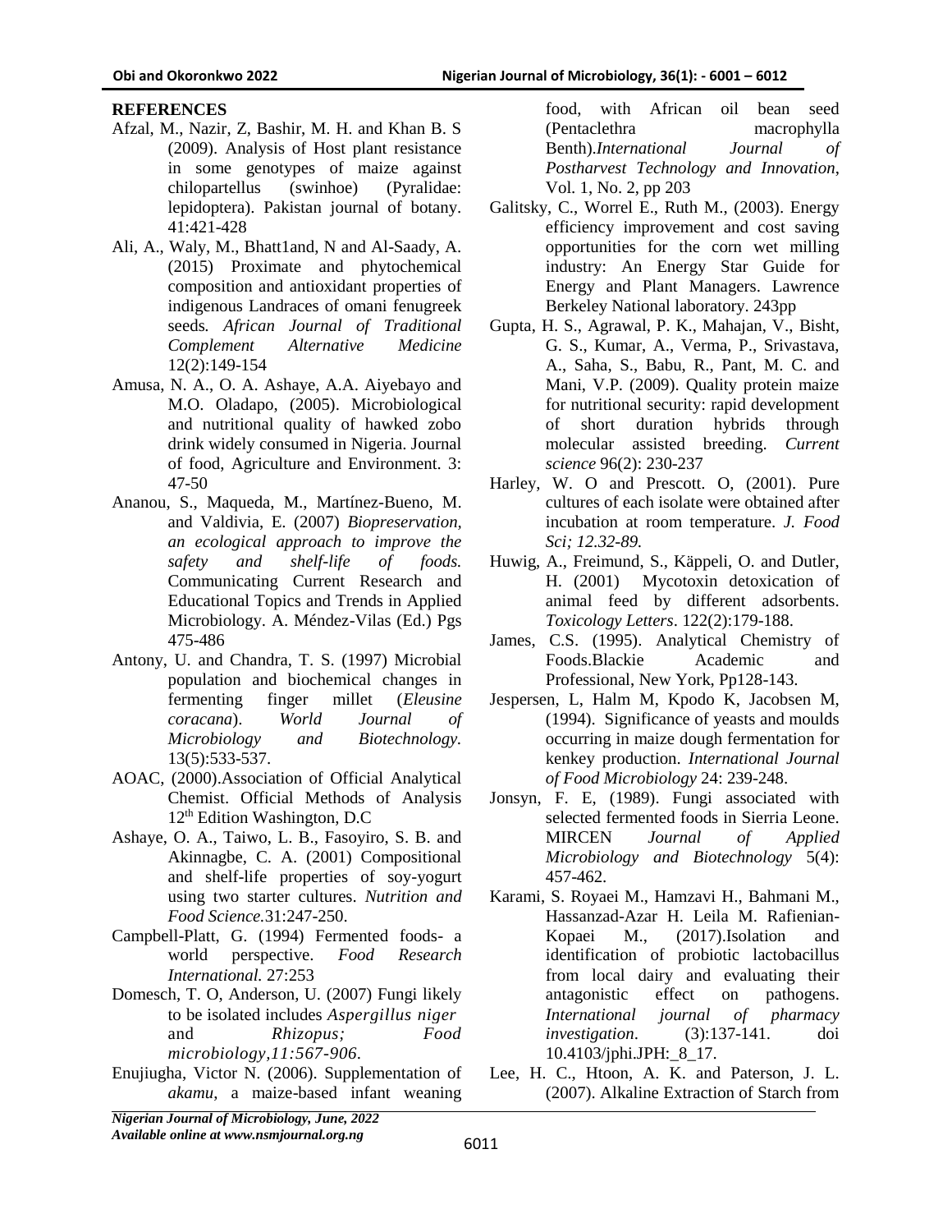## REFERENCES

Afzal, M., Nazir, Z, Bashir, M. H. and Khan B. S (2009). Analysis of Host plant resistance in some genotypes of maize against chilopartellus (swinhoe) (Pyralidae: lepidoptera). Pakistan journal of botany. 41:421-428

Ali, A., Waly, M., Bhatt1and, N and Al-Saady, A. (2015) Proximate and phytochemical composition and antioxidant properties of indigenous Landraces of omani fenugreek seeds. *African Journal of Traditional Complement Alternative Medicine* 12(2):149-154

Amusa, N. A., O. A. Ashaye, A.A. Aiyebayo and M.O. Oladapo, (2005). Microbiological and nutritional quality of hawked zobo drink widely consumed in Nigeria. Journal of food, Agriculture and Environment. 3: 47-50

Ananou, S., Maqueda, M., Martínez-Bueno, M. and Valdivia, E. (2007) *Biopreservation, an ecological approach to improve the safety and shelf-life of foods.* Communicating Current Research and Educational Topics and Trends in Applied Microbiology. A. Méndez-Vilas (Ed.) Pgs 475-486

Antony, U. and Chandra, T. S. (1997) Microbial population and biochemical changes in fermenting finger millet (*Eleusine coracana*). *World Journal of Microbiology and Biotechnology.* 13(5):533-537.

AOAC, (2000).Association of Official Analytical Chemist. Official Methods of Analysis 12th Edition Washington, D.C

Ashaye, O. A., Taiwo, L. B., Fasoyiro, S. B. and Akinnagbe, C. A. (2001) Compositional and shelf-life properties of soy-yogurt using two starter cultures. *Nutrition and Food Science.*31:247-250.

Campbell-Platt, G. (1994) Fermented foods- a world perspective. *Food Research International.* 27:253

Domesch, T. O, Anderson, U. (2007) Fungi likely to be isolated includes *Aspergillus niger* and *Rhizopus; Food microbiology,11:567-906.*

Enujiugha, Victor N. (2006). Supplementation of *akamu*, a maize-based infant weaning food, with African oil bean seed (Pentaclethra macrophylla Benth).*International Journal of Postharvest Technology and Innovation*, Vol. 1, No. 2, pp 203

Galitsky, C., Worrel E., Ruth M., (2003). Energy efficiency improvement and cost saving opportunities for the corn wet milling industry: An Energy Star Guide for Energy and Plant Managers. Lawrence Berkeley National laboratory. 243pp

Gupta, H. S., Agrawal, P. K., Mahajan, V., Bisht, G. S., Kumar, A., Verma, P., Srivastava, A., Saha, S., Babu, R., Pant, M. C. and Mani, V.P. (2009). Quality protein maize for nutritional security: rapid development of short duration hybrids through molecular assisted breeding. *Current science* 96(2): 230-237

Harley, W. O and Prescott. O, (2001). Pure cultures of each isolate were obtained after incubation at room temperature. *J. Food Sci; 12.32-89.*

Huwig, A., Freimund, S., Käppeli, O. and Dutler, H. (2001) Mycotoxin detoxication of animal feed by different adsorbents. *Toxicology Letters*. 122(2):179-188.

James, C.S. (1995). Analytical Chemistry of Foods.Blackie Academic and Professional, New York, Pp128-143.

Jespersen, L, Halm M, Kpodo K, Jacobsen M, (1994). Significance of yeasts and moulds occurring in maize dough fermentation for kenkey production. *International Journal of Food Microbiology* 24: 239-248.

Jonsyn, F. E, (1989). Fungi associated with selected fermented foods in Sierria Leone. MIRCEN *Journal of Applied Microbiology and Biotechnology* 5(4): 457-462.

Karami, S. Royaei M., Hamzavi H., Bahmani M., Hassanzad-Azar H. Leila M. Rafienian-Kopaei M., (2017).Isolation and identification of probiotic lactobacillus from local dairy and evaluating their antagonistic effect on pathogens. *International journal of pharmacy investigation*. (3):137-141. doi 10.4103/jphi.JPH:_8_17.

Lee, H. C., Htoon, A. K. and Paterson, J. L. (2007). Alkaline Extraction of Starch from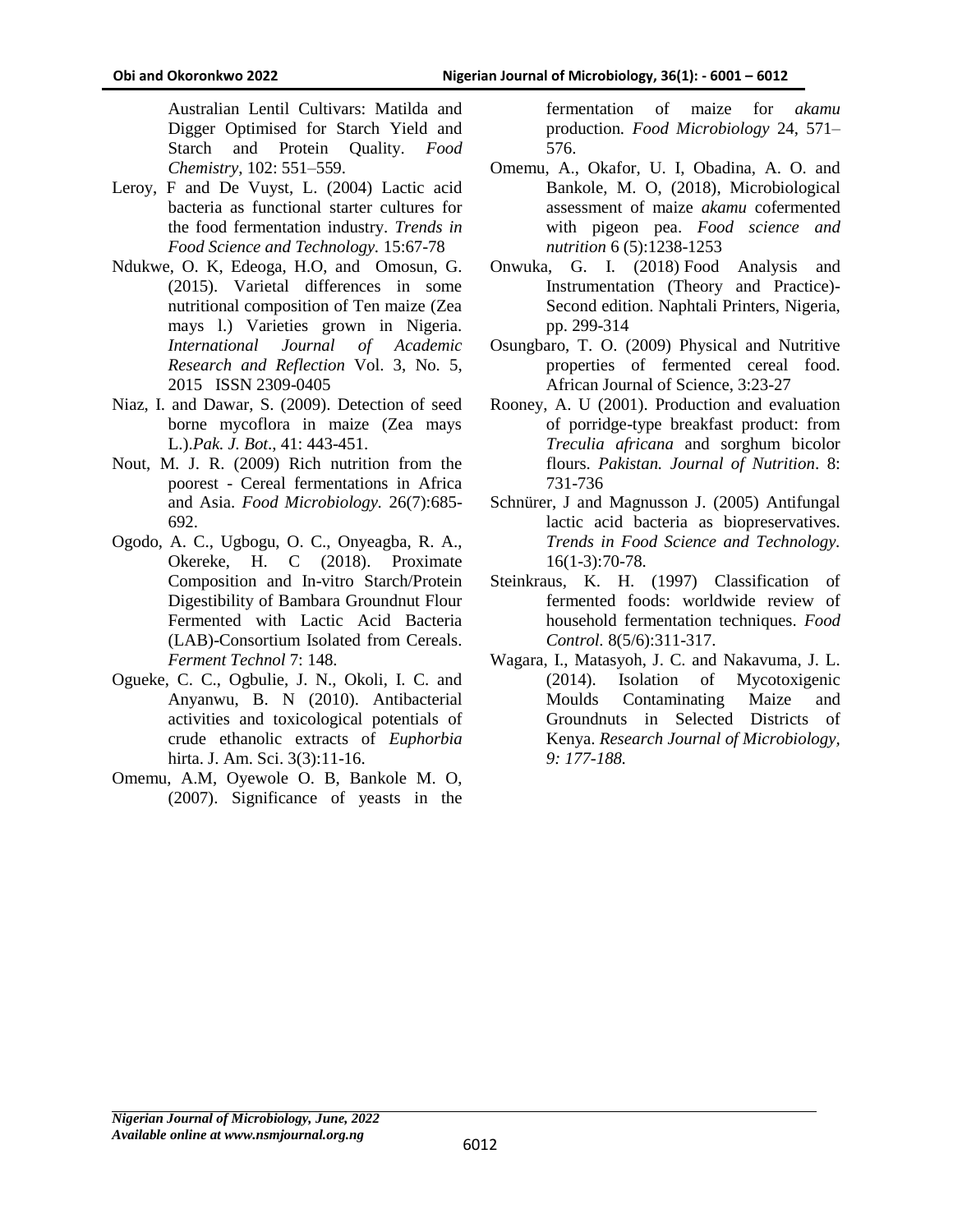Australian Lentil Cultivars: Matilda and Digger Optimised for Starch Yield and Starch and Protein Quality. *Food Chemistry*, 102: 551–559.

Leroy, F and De Vuyst, L. (2004) Lactic acid bacteria as functional starter cultures for the food fermentation industry. *Trends in Food Science and Technology*. 15:67-78

Ndukwe, O. K, Edeoga, H.O, and Omosun, G. (2015). Varietal differences in some nutritional composition of Ten maize (Zea mays l.) Varieties grown in Nigeria. *International Journal of Academic Research and Reflection* Vol. 3, No. 5, 2015 ISSN 2309-0405

Niaz, I. and Dawar, S. (2009). Detection of seed borne mycoflora in maize (Zea mays L.).*Pak. J. Bot*., 41: 443-451.

Nout, M. J. R. (2009) Rich nutrition from the poorest - Cereal fermentations in Africa and Asia. *Food Microbiology.* 26(7):685-692.

Ogodo, A. C., Ugbogu, O. C., Onyeagba, R. A., Okereke, H. C (2018). Proximate Composition and In-vitro Starch/Protein Digestibility of Bambara Groundnut Flour Fermented with Lactic Acid Bacteria (LAB)-Consortium Isolated from Cereals. *Ferment Technol* 7: 148.

Ogueke, C. C., Ogbulie, J. N., Okoli, I. C. and Anyanwu, B. N (2010). Antibacterial activities and toxicological potentials of crude ethanolic extracts of *Euphorbia* hirta. J. Am. Sci. 3(3):11-16.

Omemu, A.M, Oyewole O. B, Bankole M. O, (2007). Significance of yeasts in the fermentation of maize for *akamu* production*. Food Microbiology* 24, 571–576.

Omemu, A., Okafor, U. I, Obadina, A. O. and Bankole, M. O, (2018), Microbiological assessment of maize *akamu* cofermented with pigeon pea. *Food science and nutrition* 6 (5):1238-1253

Onwuka, G. I. (2018) Food Analysis and Instrumentation (Theory and Practice)- Second edition. Naphtali Printers, Nigeria, pp. 299-314

Osungbaro, T. O. (2009) Physical and Nutritive properties of fermented cereal food. African Journal of Science, 3:23-27

Rooney, A. U (2001). Production and evaluation of porridge-type breakfast product: from *Treculia africana* and sorghum bicolor flours. *Pakistan. Journal of Nutrition*. 8: 731-736

Schnürer, J and Magnusson J. (2005) Antifungal lactic acid bacteria as biopreservatives. *Trends in Food Science and Technology.* 16(1-3):70-78.

Steinkraus, K. H. (1997) Classification of fermented foods: worldwide review of household fermentation techniques. *Food Control.* 8(5/6):311-317.

Wagara, I., Matasyoh, J. C. and Nakavuma, J. L. (2014). Isolation of Mycotoxigenic Moulds Contaminating Maize and Groundnuts in Selected Districts of Kenya. *Research Journal of Microbiology, 9: 177-188.*